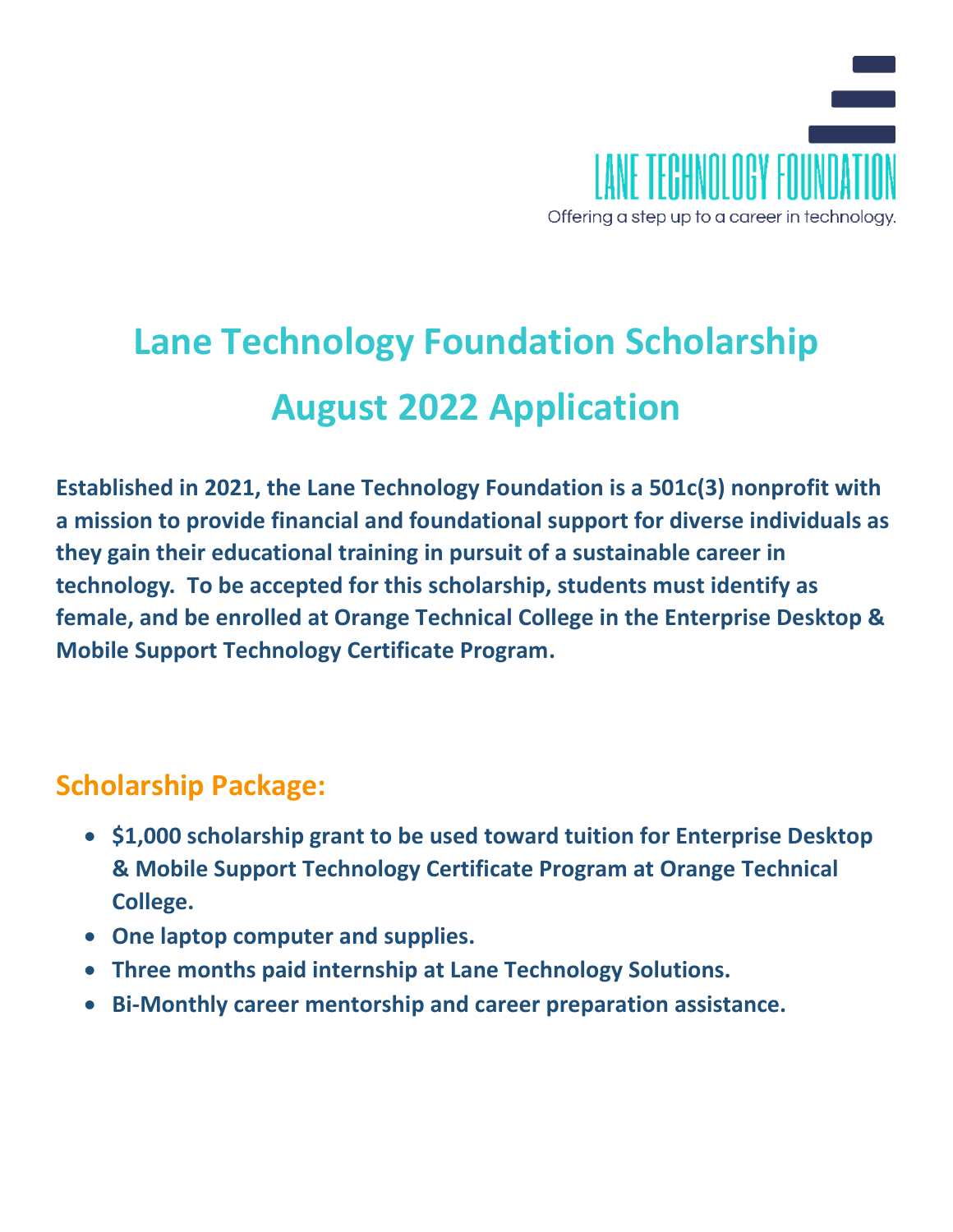LANE TECHNOLOGY FOUNDATION

Offering a step up to a career in technology.

# Lane Technology Foundation Scholarship

# August 2022 Application

**Established in 2021, the Lane Technology Foundation is a 501c(3) nonprofit with a mission to provide financial and foundational support for diverse individuals as they gain their educational training in pursuit of a sustainable career in technology. To be accepted for this scholarship, students must identify as female, and be enrolled at Orange Technical College in the Enterprise Desktop & Mobile Support Technology Certificate Program.**

## Scholarship Package:

- **$1,000 scholarship grant to be used toward tuition for Enterprise Desktop & Mobile Support Technology Certificate Program at Orange Technical College.**
- **One laptop computer and supplies.**
- **Three months paid internship at Lane Technology Solutions.**
- **Bi-Monthly career mentorship and career preparation assistance.**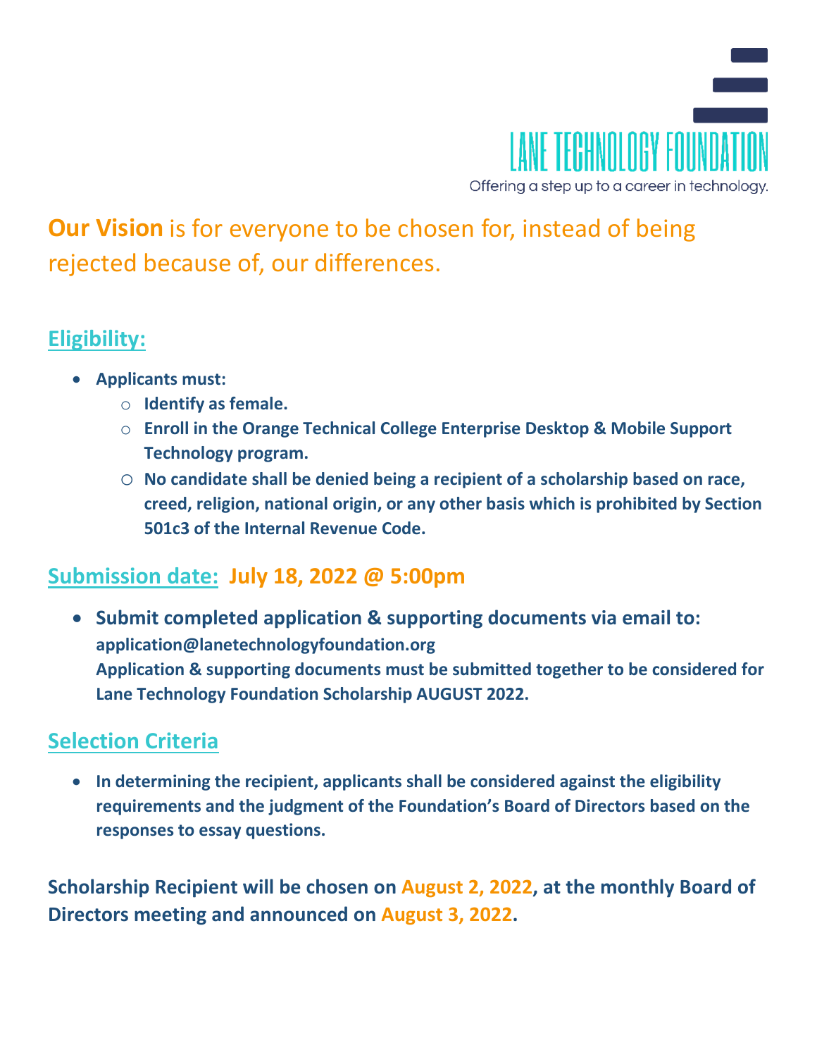LANE TECHNOLOGY FOUNDATION

Offering a step up to a career in technology.

**Our Vision** is for everyone to be chosen for, instead of being rejected because of, our differences.

## Eligibility:

- **Applicants must:**
  - **Identify as female.**
  - **Enroll in the Orange Technical College Enterprise Desktop & Mobile Support Technology program.**
  - **No candidate shall be denied being a recipient of a scholarship based on race, creed, religion, national origin, or any other basis which is prohibited by Section 501c3 of the Internal Revenue Code.**

## Submission date: July 18, 2022 @ 5:00pm

- **Submit completed application & supporting documents via email to:** **application@lanetechnologyfoundation.org** **Application & supporting documents must be submitted together to be considered for Lane Technology Foundation Scholarship AUGUST 2022.**

## Selection Criteria

- **In determining the recipient, applicants shall be considered against the eligibility requirements and the judgment of the Foundation's Board of Directors based on the responses to essay questions.**

**Scholarship Recipient will be chosen on August 2, 2022, at the monthly Board of Directors meeting and announced on August 3, 2022.**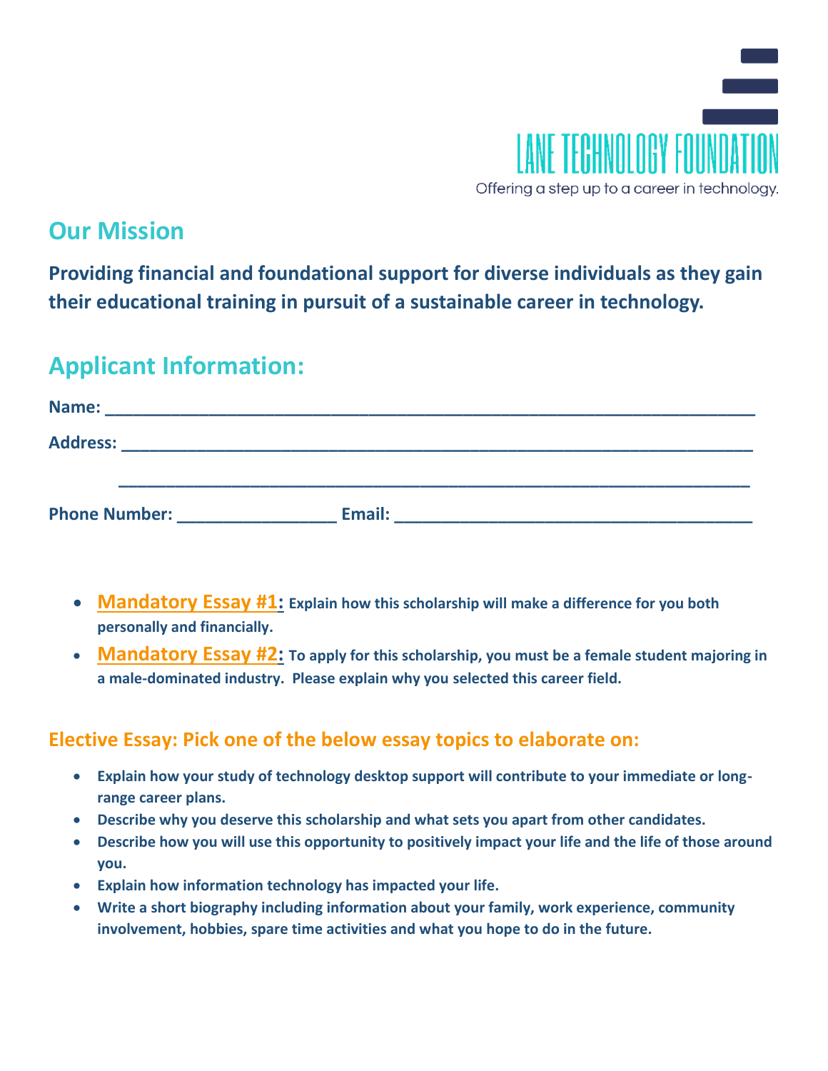LANE TECHNOLOGY FOUNDATION

Offering a step up to a career in technology.

## Our Mission

**Providing financial and foundational support for diverse individuals as they gain their educational training in pursuit of a sustainable career in technology.**

## Applicant Information:

**Name:** ______________________________________________________________________

**Address:** ____________________________________________________________________

____________________________________________________________________

**Phone Number:** __________________ **Email:** ________________________________________

- **Mandatory Essay #1:** **Explain how this scholarship will make a difference for you both personally and financially.**
- **Mandatory Essay #2:** **To apply for this scholarship, you must be a female student majoring in a male-dominated industry. Please explain why you selected this career field.**

### Elective Essay: Pick one of the below essay topics to elaborate on:

- **Explain how your study of technology desktop support will contribute to your immediate or long-range career plans.**
- **Describe why you deserve this scholarship and what sets you apart from other candidates.**
- **Describe how you will use this opportunity to positively impact your life and the life of those around you.**
- **Explain how information technology has impacted your life.**
- **Write a short biography including information about your family, work experience, community involvement, hobbies, spare time activities and what you hope to do in the future.**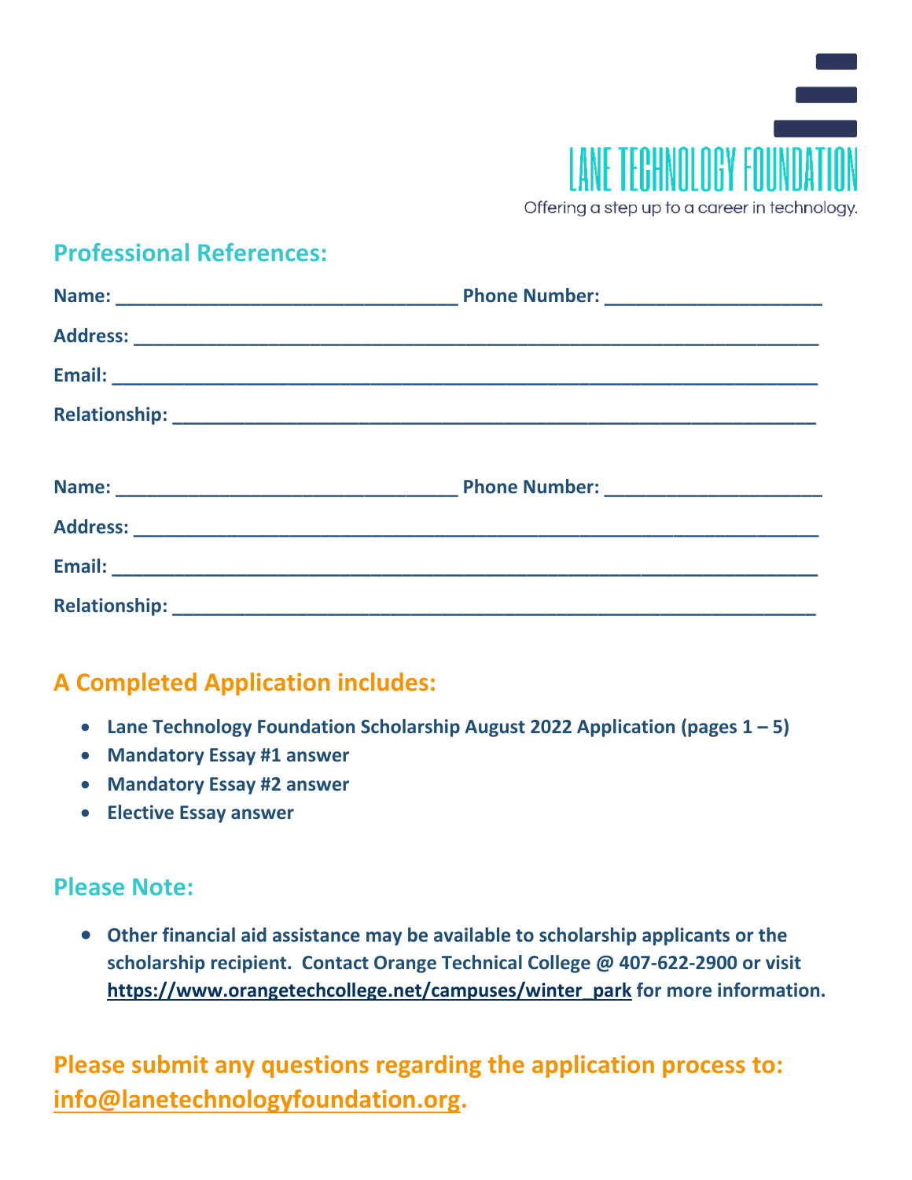LANE TECHNOLOGY FOUNDATION

Offering a step up to a career in technology.

## Professional References:

**Name:** ________________________________ **Phone Number:** ____________________

**Address:** ________________________________________________________________

**Email:** __________________________________________________________________

**Relationship:** ____________________________________________________________

**Name:** ________________________________ **Phone Number:** ____________________

**Address:** ________________________________________________________________

**Email:** __________________________________________________________________

**Relationship:** ____________________________________________________________

## A Completed Application includes:

- **Lane Technology Foundation Scholarship August 2022 Application (pages 1 – 5)**
- **Mandatory Essay #1 answer**
- **Mandatory Essay #2 answer**
- **Elective Essay answer**

## Please Note:

- **Other financial aid assistance may be available to scholarship applicants or the scholarship recipient. Contact Orange Technical College @ 407-622-2900 or visit https://www.orangetechcollege.net/campuses/winter_park for more information.**

## Please submit any questions regarding the application process to: info@lanetechnologyfoundation.org.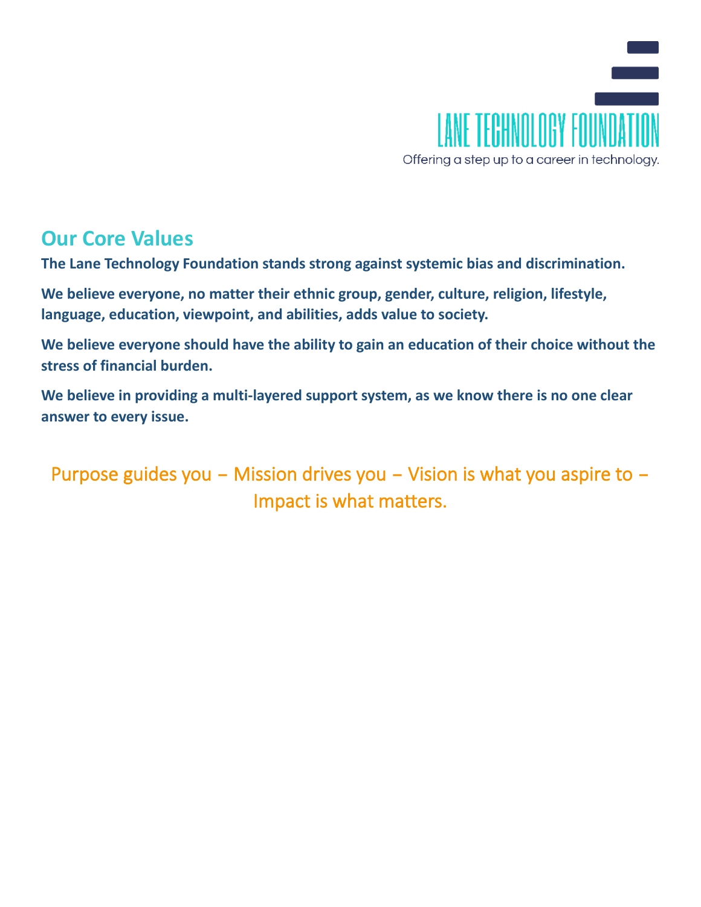LANE TECHNOLOGY FOUNDATION

Offering a step up to a career in technology.

## Our Core Values

**The Lane Technology Foundation stands strong against systemic bias and discrimination.**

**We believe everyone, no matter their ethnic group, gender, culture, religion, lifestyle, language, education, viewpoint, and abilities, adds value to society.**

**We believe everyone should have the ability to gain an education of their choice without the stress of financial burden.**

**We believe in providing a multi-layered support system, as we know there is no one clear answer to every issue.**

Purpose guides you – Mission drives you – Vision is what you aspire to – Impact is what matters.